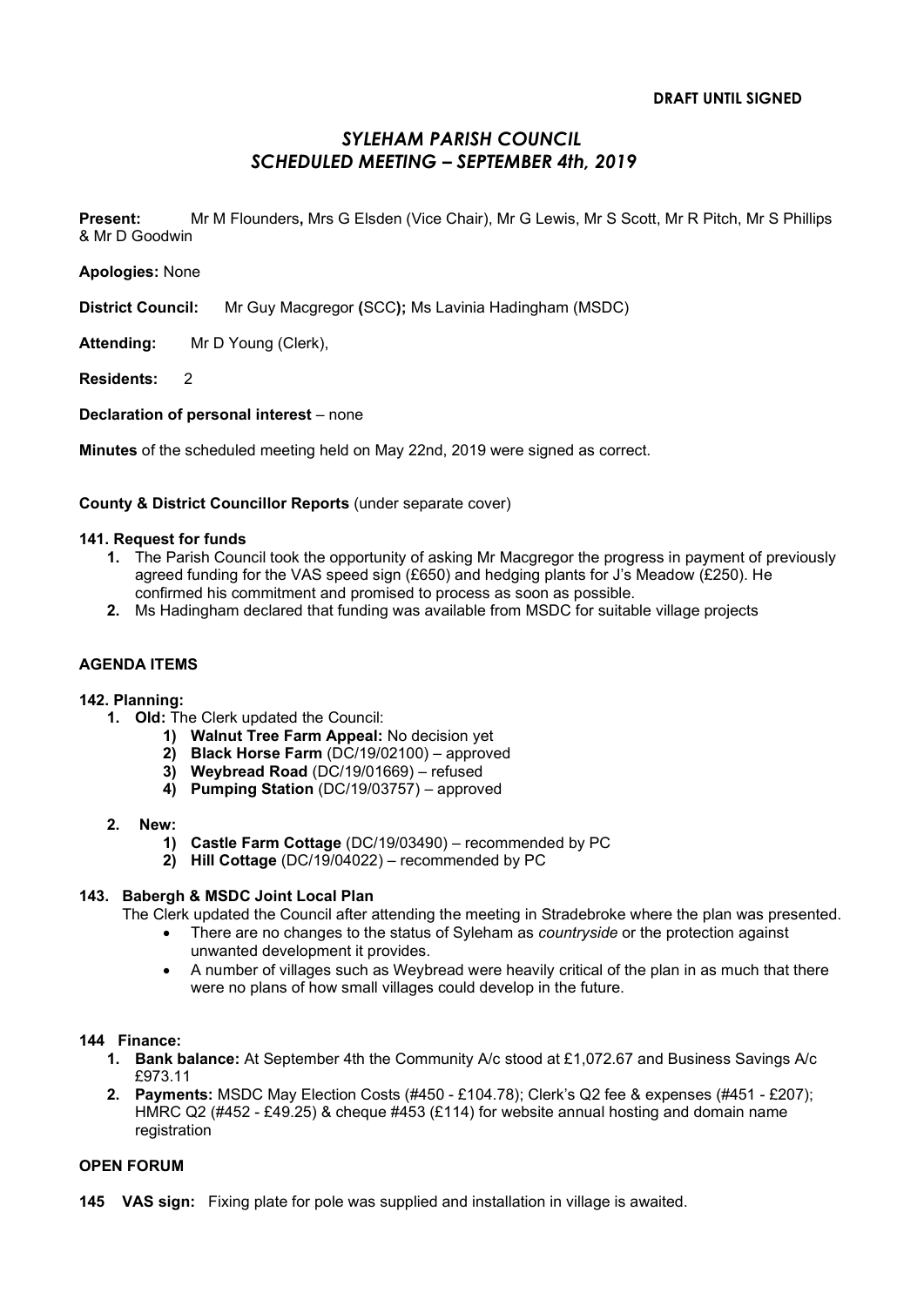**DRAFT UNTIL SIGNED**

# *SYLEHAM PARISH COUNCIL SCHEDULED MEETING – SEPTEMBER 4th, 2019*

**Present:** Mr M Flounders**,** Mrs G Elsden (Vice Chair), Mr G Lewis, Mr S Scott, Mr R Pitch, Mr S Phillips & Mr D Goodwin

**Apologies:** None

**District Council:** Mr Guy Macgregor **(**SCC**);** Ms Lavinia Hadingham (MSDC)

**Attending:** Mr D Young (Clerk),

**Residents:** 2

**Declaration of personal interest** – none

**Minutes** of the scheduled meeting held on May 22nd, 2019 were signed as correct.

**County & District Councillor Reports** (under separate cover)

**141. Request for funds**

1. The Parish Council took the opportunity of asking Mr Macgregor the progress in payment of previously agreed funding for the VAS speed sign (£650) and hedging plants for J's Meadow (£250). He confirmed his commitment and promised to process as soon as possible.
2. Ms Hadingham declared that funding was available from MSDC for suitable village projects

**AGENDA ITEMS**

**142. Planning:**

1. **Old:** The Clerk updated the Council:
    1) **Walnut Tree Farm Appeal:** No decision yet
    2) **Black Horse Farm** (DC/19/02100) – approved
    3) **Weybread Road** (DC/19/01669) – refused
    4) **Pumping Station** (DC/19/03757) – approved

2. **New:**
    1) **Castle Farm Cottage** (DC/19/03490) – recommended by PC
    2) **Hill Cottage** (DC/19/04022) – recommended by PC

**143. Babergh & MSDC Joint Local Plan**

The Clerk updated the Council after attending the meeting in Stradebroke where the plan was presented.

- There are no changes to the status of Syleham as *countryside* or the protection against unwanted development it provides.
- A number of villages such as Weybread were heavily critical of the plan in as much that there were no plans of how small villages could develop in the future.

**144 Finance:**

1. **Bank balance:** At September 4th the Community A/c stood at £1,072.67 and Business Savings A/c £973.11
2. **Payments:** MSDC May Election Costs (#450 - £104.78); Clerk's Q2 fee & expenses (#451 - £207); HMRC Q2 (#452 - £49.25) & cheque #453 (£114) for website annual hosting and domain name registration

**OPEN FORUM**

**145 VAS sign:** Fixing plate for pole was supplied and installation in village is awaited.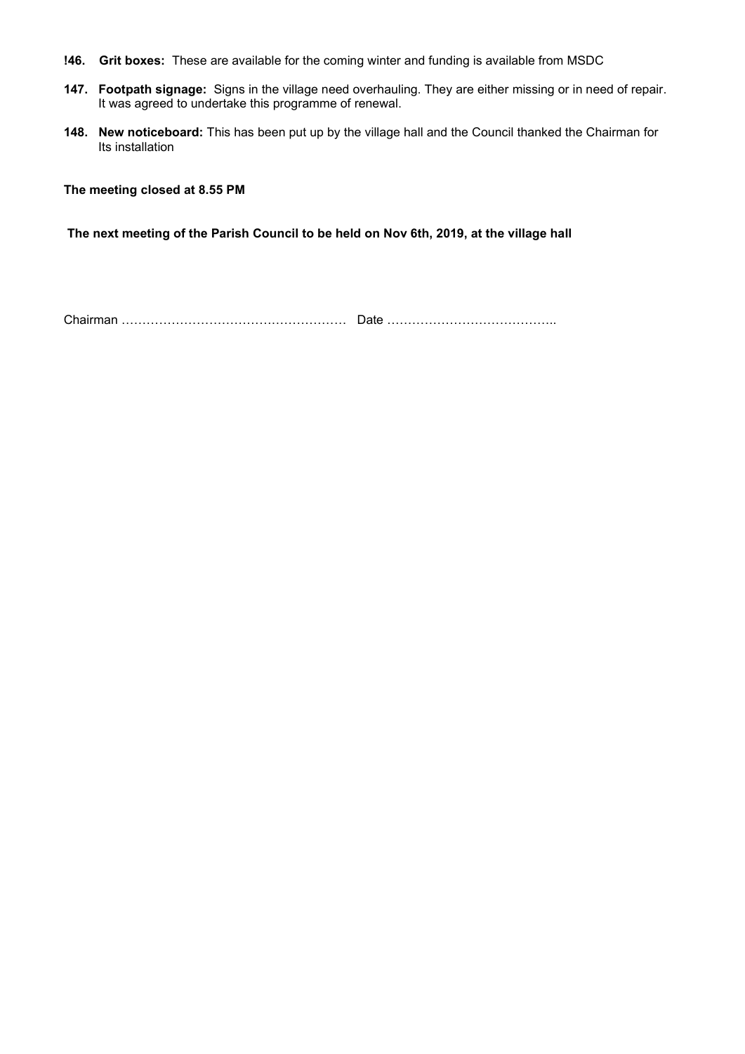**!46. Grit boxes:** These are available for the coming winter and funding is available from MSDC

**147. Footpath signage:** Signs in the village need overhauling. They are either missing or in need of repair. It was agreed to undertake this programme of renewal.

**148. New noticeboard:** This has been put up by the village hall and the Council thanked the Chairman for Its installation

**The meeting closed at 8.55 PM**

**The next meeting of the Parish Council to be held on Nov 6th, 2019, at the village hall**

Chairman …………………………………………… Date …………………………………..